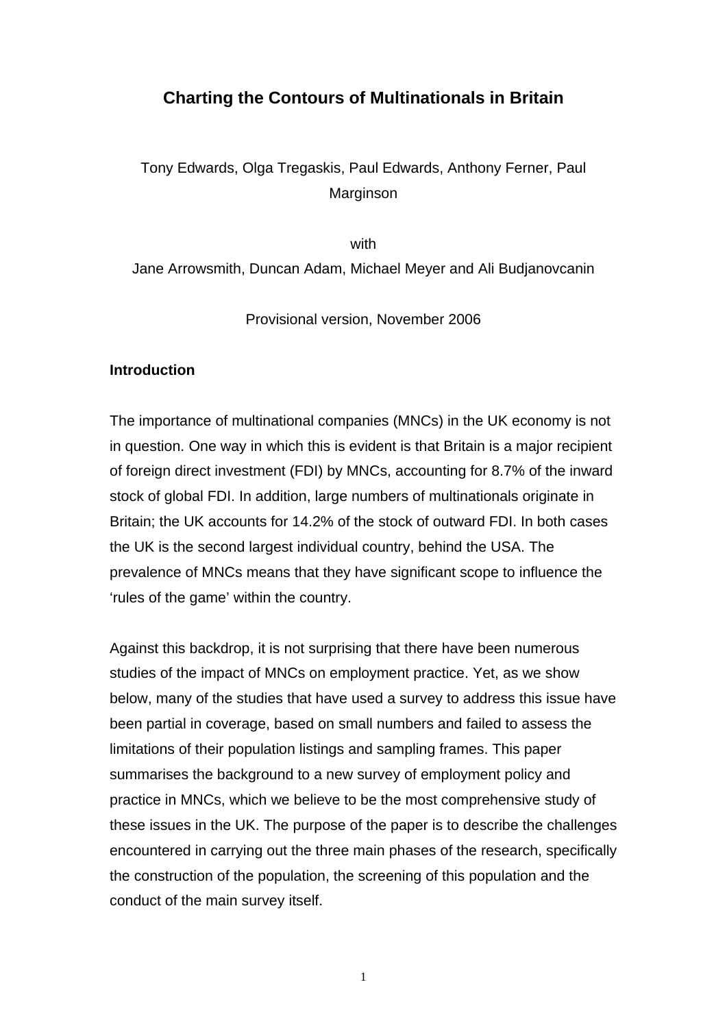# Charting the Contours of Multinationals in Britain

Tony Edwards, Olga Tregaskis, Paul Edwards, Anthony Ferner, Paul Marginson

with

Jane Arrowsmith, Duncan Adam, Michael Meyer and Ali Budjanovcanin

Provisional version, November 2006

## Introduction

The importance of multinational companies (MNCs) in the UK economy is not in question. One way in which this is evident is that Britain is a major recipient of foreign direct investment (FDI) by MNCs, accounting for 8.7% of the inward stock of global FDI. In addition, large numbers of multinationals originate in Britain; the UK accounts for 14.2% of the stock of outward FDI. In both cases the UK is the second largest individual country, behind the USA. The prevalence of MNCs means that they have significant scope to influence the 'rules of the game' within the country.

Against this backdrop, it is not surprising that there have been numerous studies of the impact of MNCs on employment practice. Yet, as we show below, many of the studies that have used a survey to address this issue have been partial in coverage, based on small numbers and failed to assess the limitations of their population listings and sampling frames. This paper summarises the background to a new survey of employment policy and practice in MNCs, which we believe to be the most comprehensive study of these issues in the UK. The purpose of the paper is to describe the challenges encountered in carrying out the three main phases of the research, specifically the construction of the population, the screening of this population and the conduct of the main survey itself.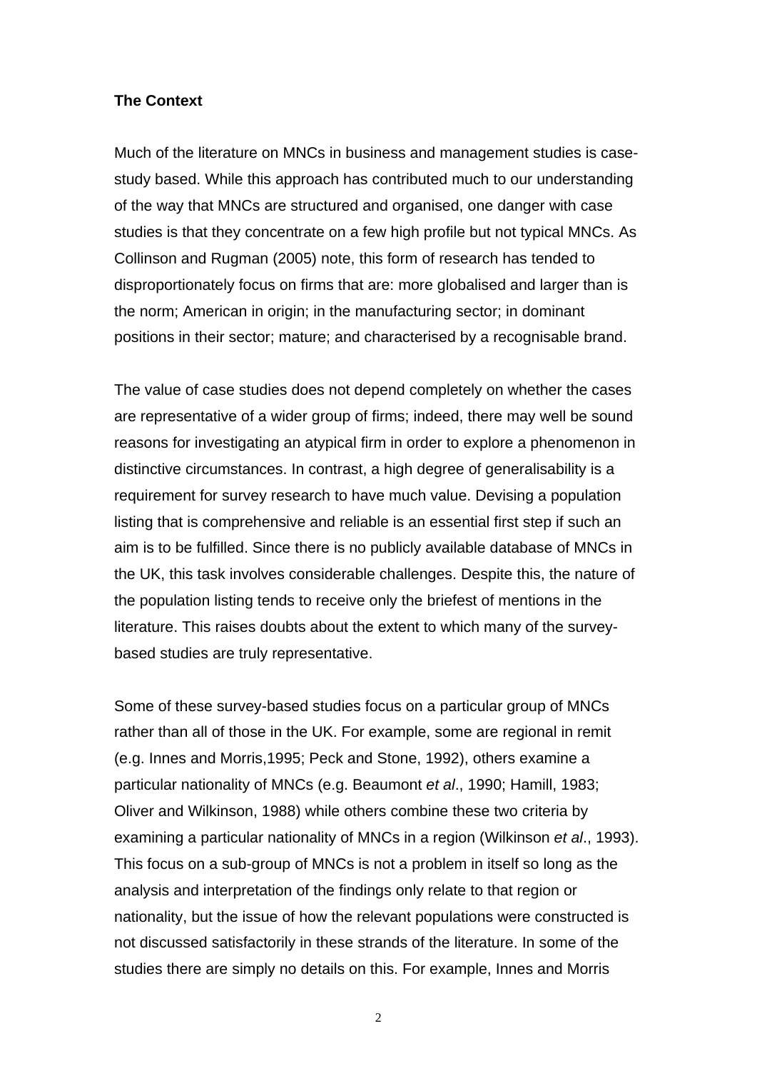## The Context

Much of the literature on MNCs in business and management studies is case-study based. While this approach has contributed much to our understanding of the way that MNCs are structured and organised, one danger with case studies is that they concentrate on a few high profile but not typical MNCs. As Collinson and Rugman (2005) note, this form of research has tended to disproportionately focus on firms that are: more globalised and larger than is the norm; American in origin; in the manufacturing sector; in dominant positions in their sector; mature; and characterised by a recognisable brand.

The value of case studies does not depend completely on whether the cases are representative of a wider group of firms; indeed, there may well be sound reasons for investigating an atypical firm in order to explore a phenomenon in distinctive circumstances. In contrast, a high degree of generalisability is a requirement for survey research to have much value. Devising a population listing that is comprehensive and reliable is an essential first step if such an aim is to be fulfilled. Since there is no publicly available database of MNCs in the UK, this task involves considerable challenges. Despite this, the nature of the population listing tends to receive only the briefest of mentions in the literature. This raises doubts about the extent to which many of the survey-based studies are truly representative.

Some of these survey-based studies focus on a particular group of MNCs rather than all of those in the UK. For example, some are regional in remit (e.g. Innes and Morris,1995; Peck and Stone, 1992), others examine a particular nationality of MNCs (e.g. Beaumont *et al*., 1990; Hamill, 1983; Oliver and Wilkinson, 1988) while others combine these two criteria by examining a particular nationality of MNCs in a region (Wilkinson *et al*., 1993). This focus on a sub-group of MNCs is not a problem in itself so long as the analysis and interpretation of the findings only relate to that region or nationality, but the issue of how the relevant populations were constructed is not discussed satisfactorily in these strands of the literature. In some of the studies there are simply no details on this. For example, Innes and Morris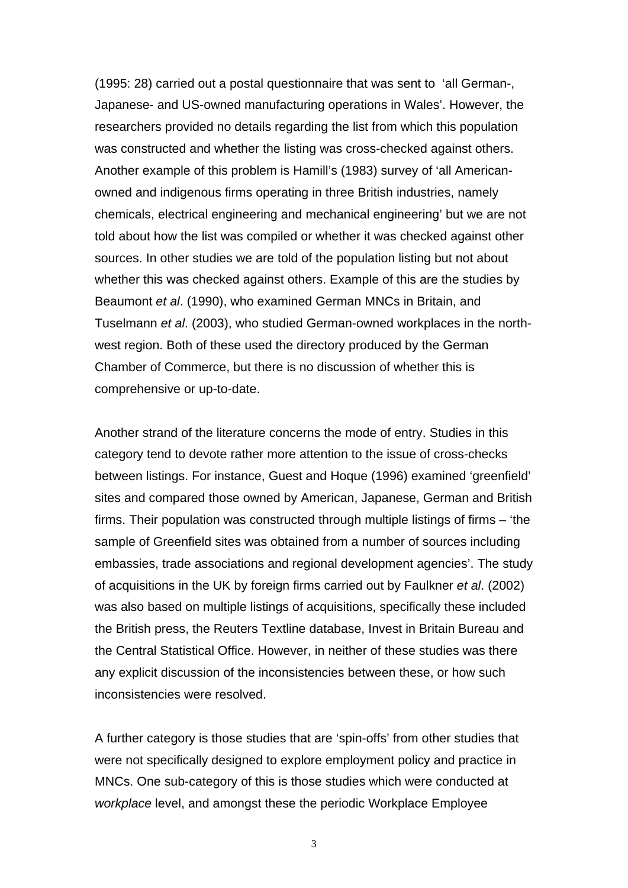(1995: 28) carried out a postal questionnaire that was sent to 'all German-, Japanese- and US-owned manufacturing operations in Wales'. However, the researchers provided no details regarding the list from which this population was constructed and whether the listing was cross-checked against others. Another example of this problem is Hamill's (1983) survey of 'all American-owned and indigenous firms operating in three British industries, namely chemicals, electrical engineering and mechanical engineering' but we are not told about how the list was compiled or whether it was checked against other sources. In other studies we are told of the population listing but not about whether this was checked against others. Example of this are the studies by Beaumont *et al*. (1990), who examined German MNCs in Britain, and Tuselmann *et al*. (2003), who studied German-owned workplaces in the north-west region. Both of these used the directory produced by the German Chamber of Commerce, but there is no discussion of whether this is comprehensive or up-to-date.

Another strand of the literature concerns the mode of entry. Studies in this category tend to devote rather more attention to the issue of cross-checks between listings. For instance, Guest and Hoque (1996) examined 'greenfield' sites and compared those owned by American, Japanese, German and British firms. Their population was constructed through multiple listings of firms – 'the sample of Greenfield sites was obtained from a number of sources including embassies, trade associations and regional development agencies'. The study of acquisitions in the UK by foreign firms carried out by Faulkner *et al*. (2002) was also based on multiple listings of acquisitions, specifically these included the British press, the Reuters Textline database, Invest in Britain Bureau and the Central Statistical Office. However, in neither of these studies was there any explicit discussion of the inconsistencies between these, or how such inconsistencies were resolved.

A further category is those studies that are 'spin-offs' from other studies that were not specifically designed to explore employment policy and practice in MNCs. One sub-category of this is those studies which were conducted at *workplace* level, and amongst these the periodic Workplace Employee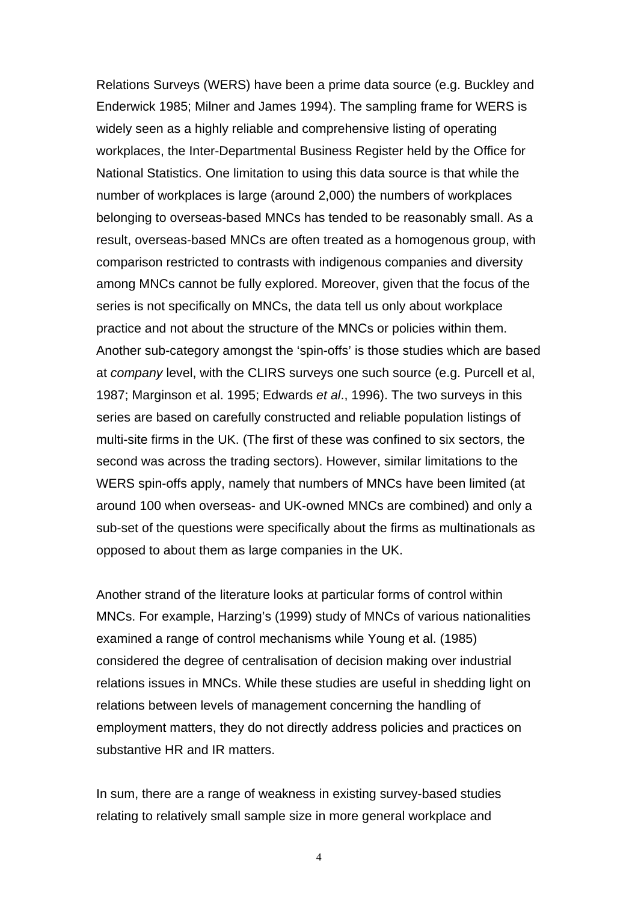Relations Surveys (WERS) have been a prime data source (e.g. Buckley and Enderwick 1985; Milner and James 1994). The sampling frame for WERS is widely seen as a highly reliable and comprehensive listing of operating workplaces, the Inter-Departmental Business Register held by the Office for National Statistics. One limitation to using this data source is that while the number of workplaces is large (around 2,000) the numbers of workplaces belonging to overseas-based MNCs has tended to be reasonably small. As a result, overseas-based MNCs are often treated as a homogenous group, with comparison restricted to contrasts with indigenous companies and diversity among MNCs cannot be fully explored. Moreover, given that the focus of the series is not specifically on MNCs, the data tell us only about workplace practice and not about the structure of the MNCs or policies within them. Another sub-category amongst the 'spin-offs' is those studies which are based at *company* level, with the CLIRS surveys one such source (e.g. Purcell et al, 1987; Marginson et al. 1995; Edwards *et al*., 1996). The two surveys in this series are based on carefully constructed and reliable population listings of multi-site firms in the UK. (The first of these was confined to six sectors, the second was across the trading sectors). However, similar limitations to the WERS spin-offs apply, namely that numbers of MNCs have been limited (at around 100 when overseas- and UK-owned MNCs are combined) and only a sub-set of the questions were specifically about the firms as multinationals as opposed to about them as large companies in the UK.

Another strand of the literature looks at particular forms of control within MNCs. For example, Harzing's (1999) study of MNCs of various nationalities examined a range of control mechanisms while Young et al. (1985) considered the degree of centralisation of decision making over industrial relations issues in MNCs. While these studies are useful in shedding light on relations between levels of management concerning the handling of employment matters, they do not directly address policies and practices on substantive HR and IR matters.

In sum, there are a range of weakness in existing survey-based studies relating to relatively small sample size in more general workplace and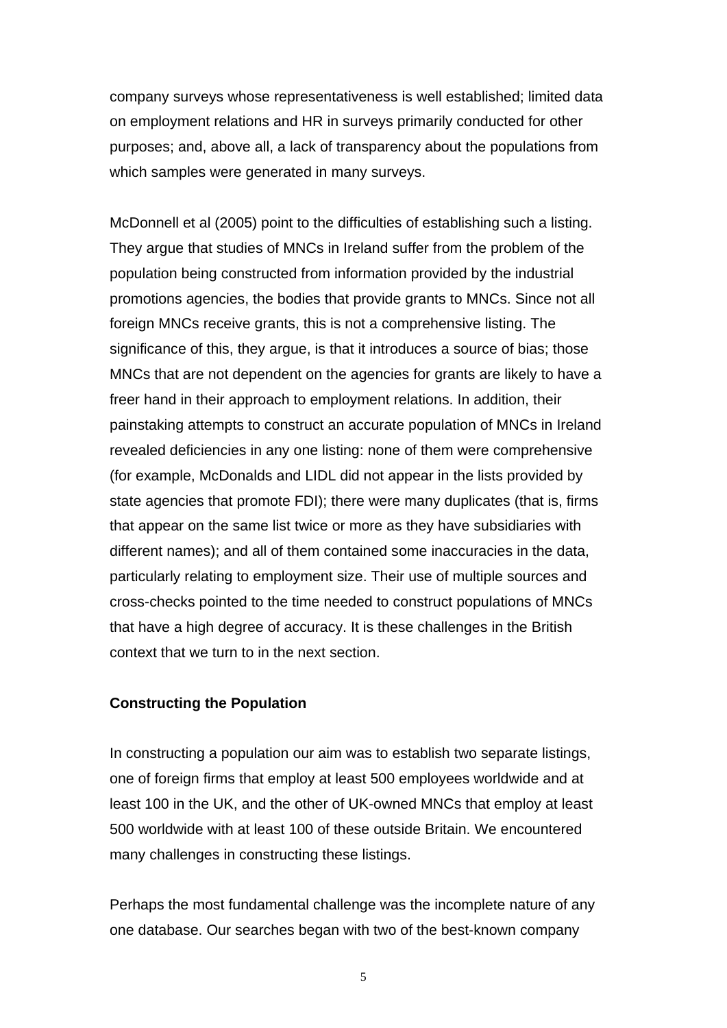company surveys whose representativeness is well established; limited data on employment relations and HR in surveys primarily conducted for other purposes; and, above all, a lack of transparency about the populations from which samples were generated in many surveys.

McDonnell et al (2005) point to the difficulties of establishing such a listing. They argue that studies of MNCs in Ireland suffer from the problem of the population being constructed from information provided by the industrial promotions agencies, the bodies that provide grants to MNCs. Since not all foreign MNCs receive grants, this is not a comprehensive listing. The significance of this, they argue, is that it introduces a source of bias; those MNCs that are not dependent on the agencies for grants are likely to have a freer hand in their approach to employment relations. In addition, their painstaking attempts to construct an accurate population of MNCs in Ireland revealed deficiencies in any one listing: none of them were comprehensive (for example, McDonalds and LIDL did not appear in the lists provided by state agencies that promote FDI); there were many duplicates (that is, firms that appear on the same list twice or more as they have subsidiaries with different names); and all of them contained some inaccuracies in the data, particularly relating to employment size. Their use of multiple sources and cross-checks pointed to the time needed to construct populations of MNCs that have a high degree of accuracy. It is these challenges in the British context that we turn to in the next section.

**Constructing the Population**

In constructing a population our aim was to establish two separate listings, one of foreign firms that employ at least 500 employees worldwide and at least 100 in the UK, and the other of UK-owned MNCs that employ at least 500 worldwide with at least 100 of these outside Britain. We encountered many challenges in constructing these listings.

Perhaps the most fundamental challenge was the incomplete nature of any one database. Our searches began with two of the best-known company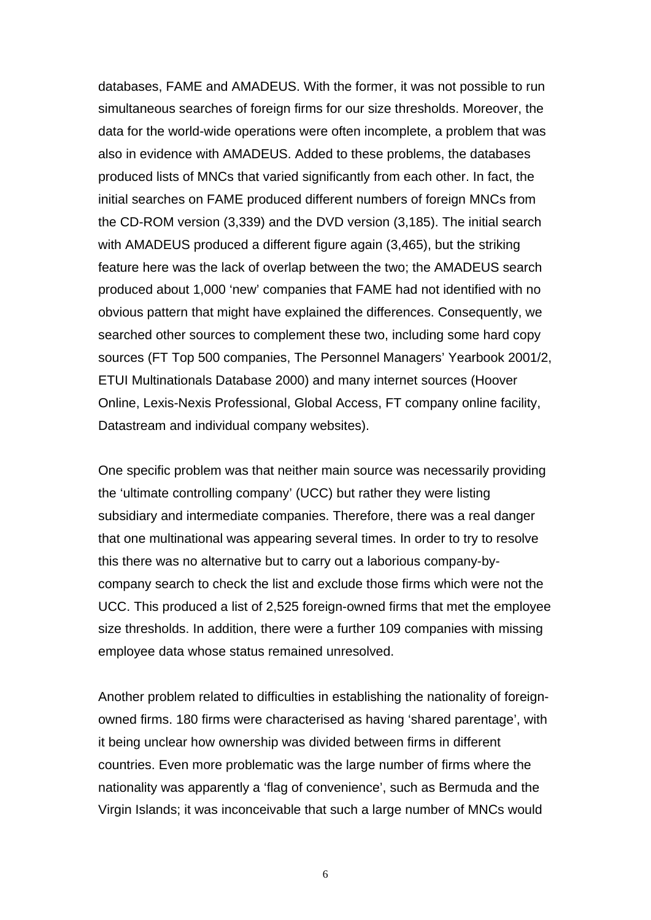databases, FAME and AMADEUS. With the former, it was not possible to run simultaneous searches of foreign firms for our size thresholds. Moreover, the data for the world-wide operations were often incomplete, a problem that was also in evidence with AMADEUS. Added to these problems, the databases produced lists of MNCs that varied significantly from each other. In fact, the initial searches on FAME produced different numbers of foreign MNCs from the CD-ROM version (3,339) and the DVD version (3,185). The initial search with AMADEUS produced a different figure again (3,465), but the striking feature here was the lack of overlap between the two; the AMADEUS search produced about 1,000 'new' companies that FAME had not identified with no obvious pattern that might have explained the differences. Consequently, we searched other sources to complement these two, including some hard copy sources (FT Top 500 companies, The Personnel Managers' Yearbook 2001/2, ETUI Multinationals Database 2000) and many internet sources (Hoover Online, Lexis-Nexis Professional, Global Access, FT company online facility, Datastream and individual company websites).

One specific problem was that neither main source was necessarily providing the 'ultimate controlling company' (UCC) but rather they were listing subsidiary and intermediate companies. Therefore, there was a real danger that one multinational was appearing several times. In order to try to resolve this there was no alternative but to carry out a laborious company-by-company search to check the list and exclude those firms which were not the UCC. This produced a list of 2,525 foreign-owned firms that met the employee size thresholds. In addition, there were a further 109 companies with missing employee data whose status remained unresolved.

Another problem related to difficulties in establishing the nationality of foreign-owned firms. 180 firms were characterised as having 'shared parentage', with it being unclear how ownership was divided between firms in different countries. Even more problematic was the large number of firms where the nationality was apparently a 'flag of convenience', such as Bermuda and the Virgin Islands; it was inconceivable that such a large number of MNCs would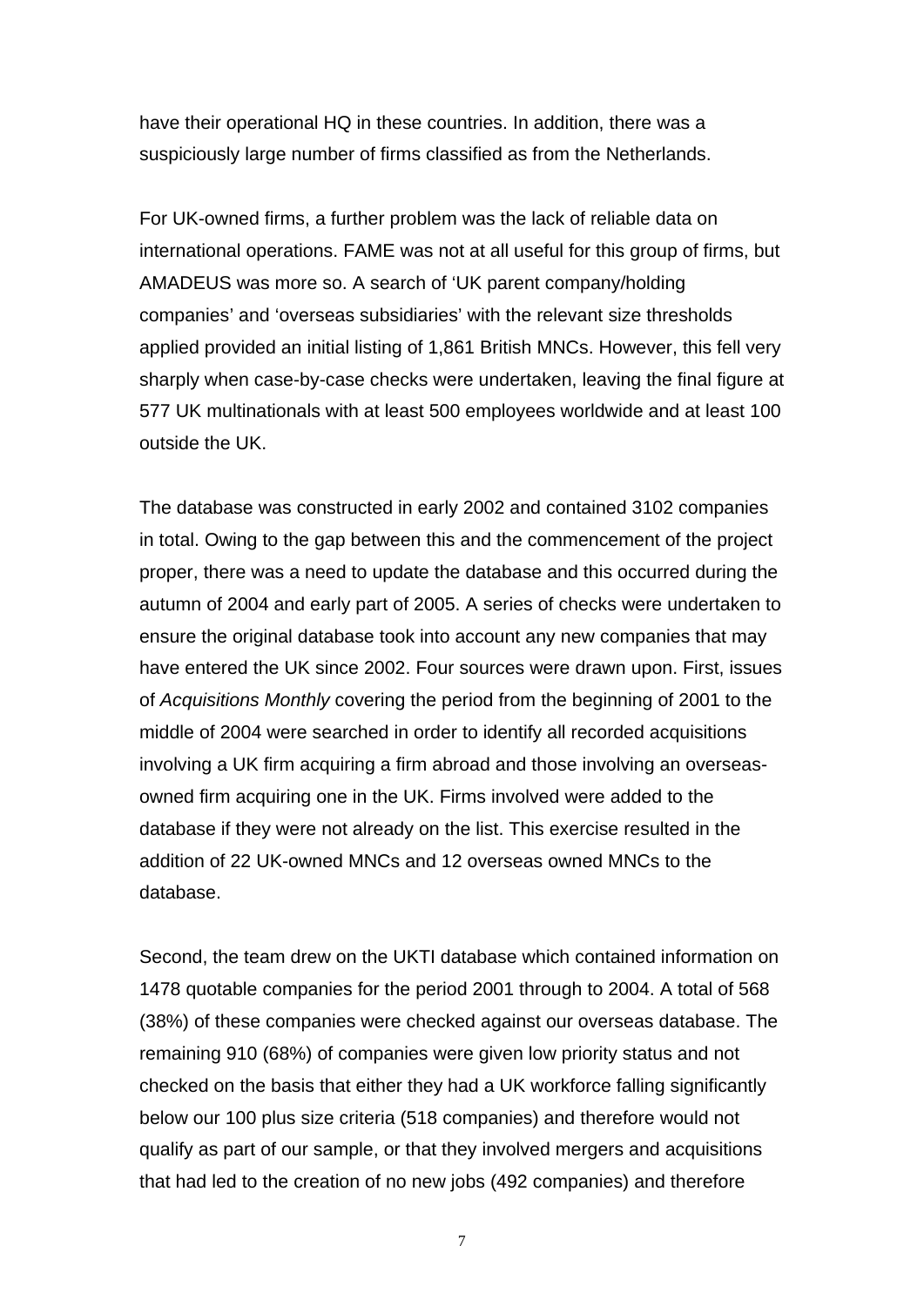have their operational HQ in these countries. In addition, there was a suspiciously large number of firms classified as from the Netherlands.

For UK-owned firms, a further problem was the lack of reliable data on international operations. FAME was not at all useful for this group of firms, but AMADEUS was more so. A search of 'UK parent company/holding companies' and 'overseas subsidiaries' with the relevant size thresholds applied provided an initial listing of 1,861 British MNCs. However, this fell very sharply when case-by-case checks were undertaken, leaving the final figure at 577 UK multinationals with at least 500 employees worldwide and at least 100 outside the UK.

The database was constructed in early 2002 and contained 3102 companies in total. Owing to the gap between this and the commencement of the project proper, there was a need to update the database and this occurred during the autumn of 2004 and early part of 2005. A series of checks were undertaken to ensure the original database took into account any new companies that may have entered the UK since 2002. Four sources were drawn upon. First, issues of *Acquisitions Monthly* covering the period from the beginning of 2001 to the middle of 2004 were searched in order to identify all recorded acquisitions involving a UK firm acquiring a firm abroad and those involving an overseas-owned firm acquiring one in the UK. Firms involved were added to the database if they were not already on the list. This exercise resulted in the addition of 22 UK-owned MNCs and 12 overseas owned MNCs to the database.

Second, the team drew on the UKTI database which contained information on 1478 quotable companies for the period 2001 through to 2004. A total of 568 (38%) of these companies were checked against our overseas database. The remaining 910 (68%) of companies were given low priority status and not checked on the basis that either they had a UK workforce falling significantly below our 100 plus size criteria (518 companies) and therefore would not qualify as part of our sample, or that they involved mergers and acquisitions that had led to the creation of no new jobs (492 companies) and therefore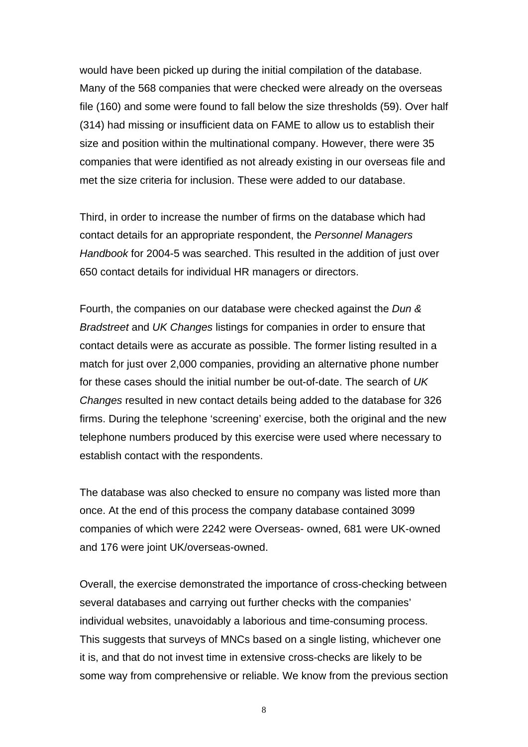would have been picked up during the initial compilation of the database. Many of the 568 companies that were checked were already on the overseas file (160) and some were found to fall below the size thresholds (59). Over half (314) had missing or insufficient data on FAME to allow us to establish their size and position within the multinational company. However, there were 35 companies that were identified as not already existing in our overseas file and met the size criteria for inclusion. These were added to our database.

Third, in order to increase the number of firms on the database which had contact details for an appropriate respondent, the *Personnel Managers Handbook* for 2004-5 was searched. This resulted in the addition of just over 650 contact details for individual HR managers or directors.

Fourth, the companies on our database were checked against the *Dun & Bradstreet* and *UK Changes* listings for companies in order to ensure that contact details were as accurate as possible. The former listing resulted in a match for just over 2,000 companies, providing an alternative phone number for these cases should the initial number be out-of-date. The search of *UK Changes* resulted in new contact details being added to the database for 326 firms. During the telephone 'screening' exercise, both the original and the new telephone numbers produced by this exercise were used where necessary to establish contact with the respondents.

The database was also checked to ensure no company was listed more than once. At the end of this process the company database contained 3099 companies of which were 2242 were Overseas- owned, 681 were UK-owned and 176 were joint UK/overseas-owned.

Overall, the exercise demonstrated the importance of cross-checking between several databases and carrying out further checks with the companies' individual websites, unavoidably a laborious and time-consuming process. This suggests that surveys of MNCs based on a single listing, whichever one it is, and that do not invest time in extensive cross-checks are likely to be some way from comprehensive or reliable. We know from the previous section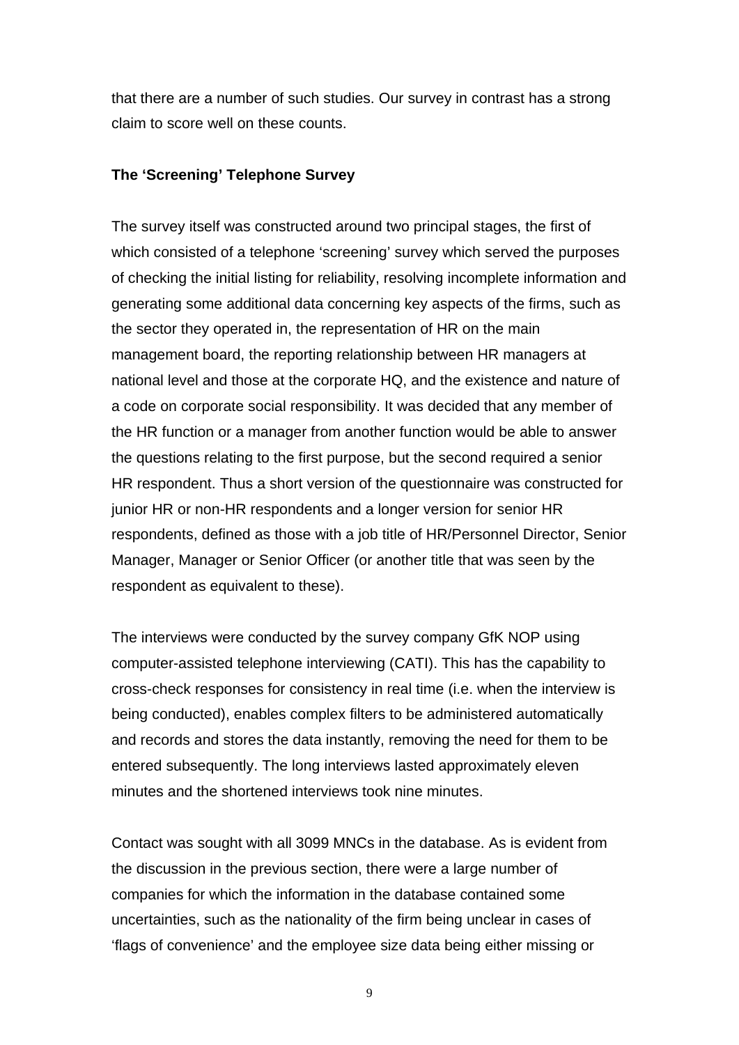that there are a number of such studies. Our survey in contrast has a strong claim to score well on these counts.

**The 'Screening' Telephone Survey**

The survey itself was constructed around two principal stages, the first of which consisted of a telephone 'screening' survey which served the purposes of checking the initial listing for reliability, resolving incomplete information and generating some additional data concerning key aspects of the firms, such as the sector they operated in, the representation of HR on the main management board, the reporting relationship between HR managers at national level and those at the corporate HQ, and the existence and nature of a code on corporate social responsibility. It was decided that any member of the HR function or a manager from another function would be able to answer the questions relating to the first purpose, but the second required a senior HR respondent. Thus a short version of the questionnaire was constructed for junior HR or non-HR respondents and a longer version for senior HR respondents, defined as those with a job title of HR/Personnel Director, Senior Manager, Manager or Senior Officer (or another title that was seen by the respondent as equivalent to these).

The interviews were conducted by the survey company GfK NOP using computer-assisted telephone interviewing (CATI). This has the capability to cross-check responses for consistency in real time (i.e. when the interview is being conducted), enables complex filters to be administered automatically and records and stores the data instantly, removing the need for them to be entered subsequently. The long interviews lasted approximately eleven minutes and the shortened interviews took nine minutes.

Contact was sought with all 3099 MNCs in the database. As is evident from the discussion in the previous section, there were a large number of companies for which the information in the database contained some uncertainties, such as the nationality of the firm being unclear in cases of 'flags of convenience' and the employee size data being either missing or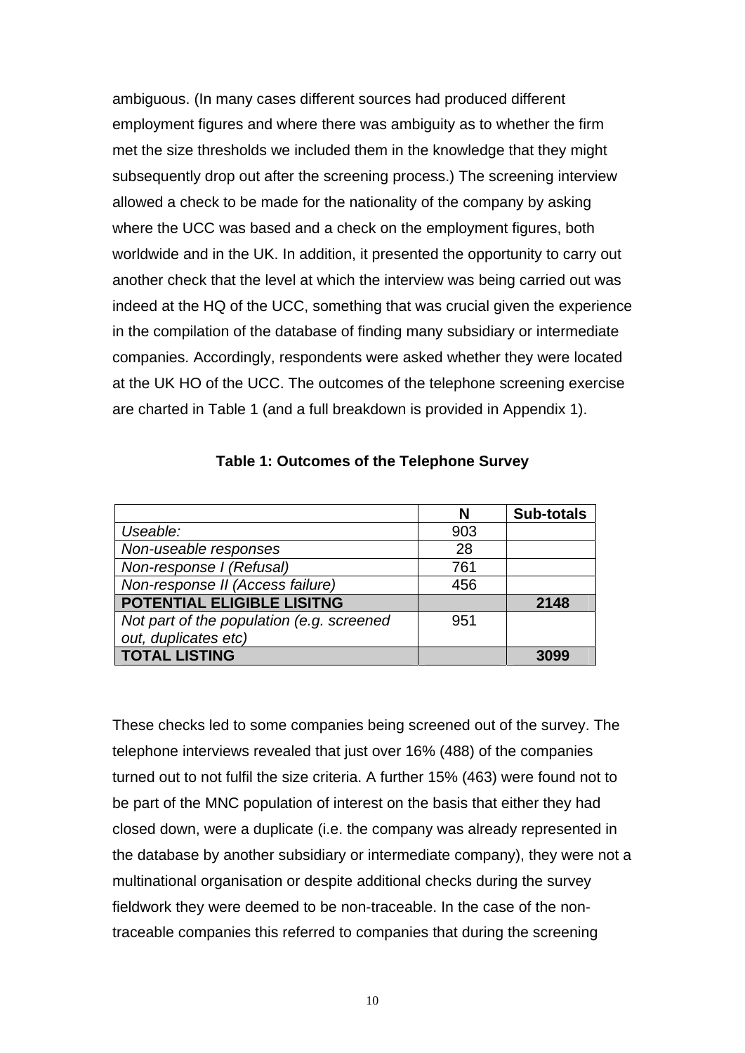ambiguous. (In many cases different sources had produced different employment figures and where there was ambiguity as to whether the firm met the size thresholds we included them in the knowledge that they might subsequently drop out after the screening process.) The screening interview allowed a check to be made for the nationality of the company by asking where the UCC was based and a check on the employment figures, both worldwide and in the UK. In addition, it presented the opportunity to carry out another check that the level at which the interview was being carried out was indeed at the HQ of the UCC, something that was crucial given the experience in the compilation of the database of finding many subsidiary or intermediate companies. Accordingly, respondents were asked whether they were located at the UK HO of the UCC. The outcomes of the telephone screening exercise are charted in Table 1 (and a full breakdown is provided in Appendix 1).

**Table 1: Outcomes of the Telephone Survey**

| | N | Sub-totals |
|---|---|---|
| *Useable:* | 903 | |
| *Non-useable responses* | 28 | |
| *Non-response I (Refusal)* | 761 | |
| *Non-response II (Access failure)* | 456 | |
| **POTENTIAL ELIGIBLE LISITNG** | | **2148** |
| *Not part of the population (e.g. screened out, duplicates etc)* | 951 | |
| **TOTAL LISTING** | | **3099** |

These checks led to some companies being screened out of the survey. The telephone interviews revealed that just over 16% (488) of the companies turned out to not fulfil the size criteria. A further 15% (463) were found not to be part of the MNC population of interest on the basis that either they had closed down, were a duplicate (i.e. the company was already represented in the database by another subsidiary or intermediate company), they were not a multinational organisation or despite additional checks during the survey fieldwork they were deemed to be non-traceable. In the case of the non-traceable companies this referred to companies that during the screening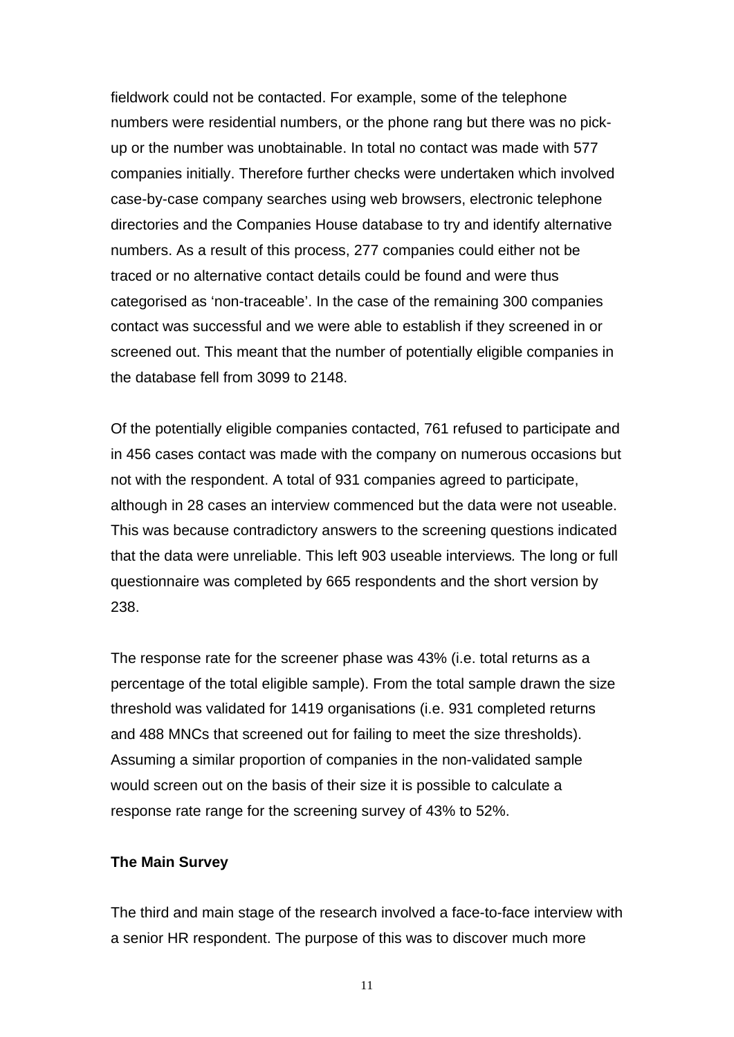fieldwork could not be contacted. For example, some of the telephone numbers were residential numbers, or the phone rang but there was no pick-up or the number was unobtainable. In total no contact was made with 577 companies initially. Therefore further checks were undertaken which involved case-by-case company searches using web browsers, electronic telephone directories and the Companies House database to try and identify alternative numbers. As a result of this process, 277 companies could either not be traced or no alternative contact details could be found and were thus categorised as 'non-traceable'. In the case of the remaining 300 companies contact was successful and we were able to establish if they screened in or screened out. This meant that the number of potentially eligible companies in the database fell from 3099 to 2148.

Of the potentially eligible companies contacted, 761 refused to participate and in 456 cases contact was made with the company on numerous occasions but not with the respondent. A total of 931 companies agreed to participate, although in 28 cases an interview commenced but the data were not useable. This was because contradictory answers to the screening questions indicated that the data were unreliable. This left 903 useable interviews*.* The long or full questionnaire was completed by 665 respondents and the short version by 238.

The response rate for the screener phase was 43% (i.e. total returns as a percentage of the total eligible sample). From the total sample drawn the size threshold was validated for 1419 organisations (i.e. 931 completed returns and 488 MNCs that screened out for failing to meet the size thresholds). Assuming a similar proportion of companies in the non-validated sample would screen out on the basis of their size it is possible to calculate a response rate range for the screening survey of 43% to 52%.

**The Main Survey**

The third and main stage of the research involved a face-to-face interview with a senior HR respondent. The purpose of this was to discover much more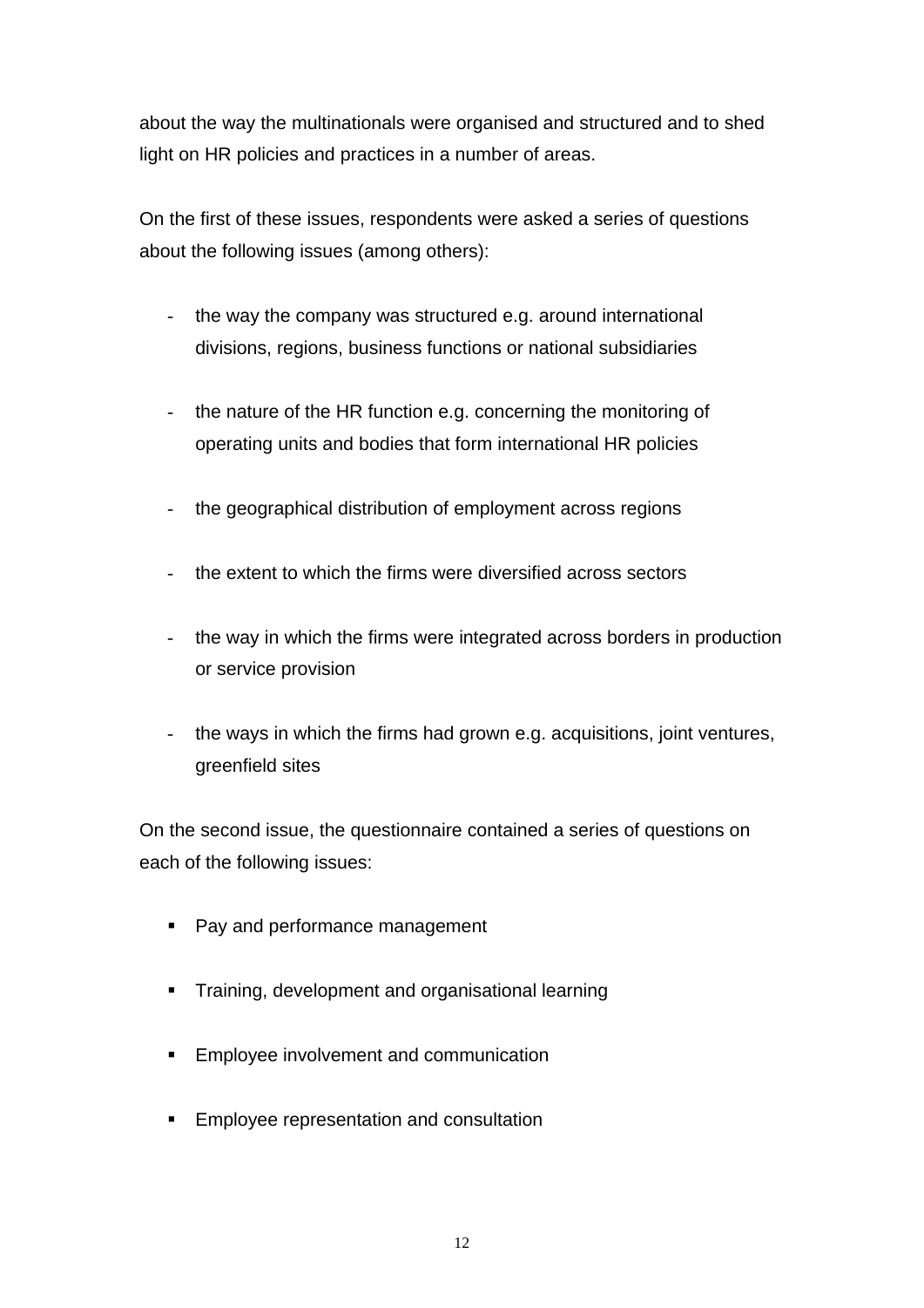about the way the multinationals were organised and structured and to shed light on HR policies and practices in a number of areas.

On the first of these issues, respondents were asked a series of questions about the following issues (among others):

- the way the company was structured e.g. around international divisions, regions, business functions or national subsidiaries
- the nature of the HR function e.g. concerning the monitoring of operating units and bodies that form international HR policies
- the geographical distribution of employment across regions
- the extent to which the firms were diversified across sectors
- the way in which the firms were integrated across borders in production or service provision
- the ways in which the firms had grown e.g. acquisitions, joint ventures, greenfield sites

On the second issue, the questionnaire contained a series of questions on each of the following issues:

- Pay and performance management
- Training, development and organisational learning
- Employee involvement and communication
- Employee representation and consultation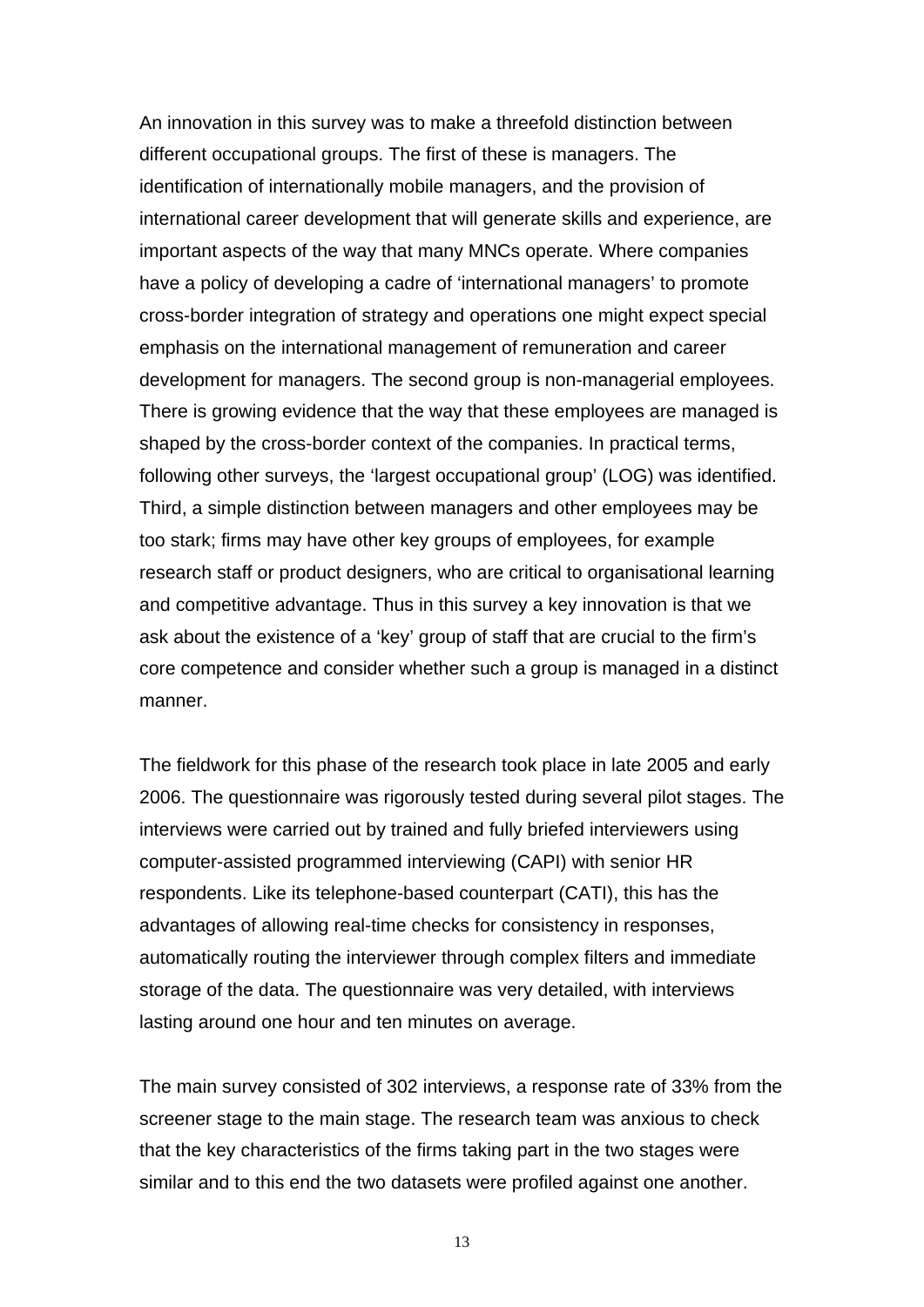An innovation in this survey was to make a threefold distinction between different occupational groups. The first of these is managers. The identification of internationally mobile managers, and the provision of international career development that will generate skills and experience, are important aspects of the way that many MNCs operate. Where companies have a policy of developing a cadre of 'international managers' to promote cross-border integration of strategy and operations one might expect special emphasis on the international management of remuneration and career development for managers. The second group is non-managerial employees. There is growing evidence that the way that these employees are managed is shaped by the cross-border context of the companies. In practical terms, following other surveys, the 'largest occupational group' (LOG) was identified. Third, a simple distinction between managers and other employees may be too stark; firms may have other key groups of employees, for example research staff or product designers, who are critical to organisational learning and competitive advantage. Thus in this survey a key innovation is that we ask about the existence of a 'key' group of staff that are crucial to the firm's core competence and consider whether such a group is managed in a distinct manner.

The fieldwork for this phase of the research took place in late 2005 and early 2006. The questionnaire was rigorously tested during several pilot stages. The interviews were carried out by trained and fully briefed interviewers using computer-assisted programmed interviewing (CAPI) with senior HR respondents. Like its telephone-based counterpart (CATI), this has the advantages of allowing real-time checks for consistency in responses, automatically routing the interviewer through complex filters and immediate storage of the data. The questionnaire was very detailed, with interviews lasting around one hour and ten minutes on average.

The main survey consisted of 302 interviews, a response rate of 33% from the screener stage to the main stage. The research team was anxious to check that the key characteristics of the firms taking part in the two stages were similar and to this end the two datasets were profiled against one another.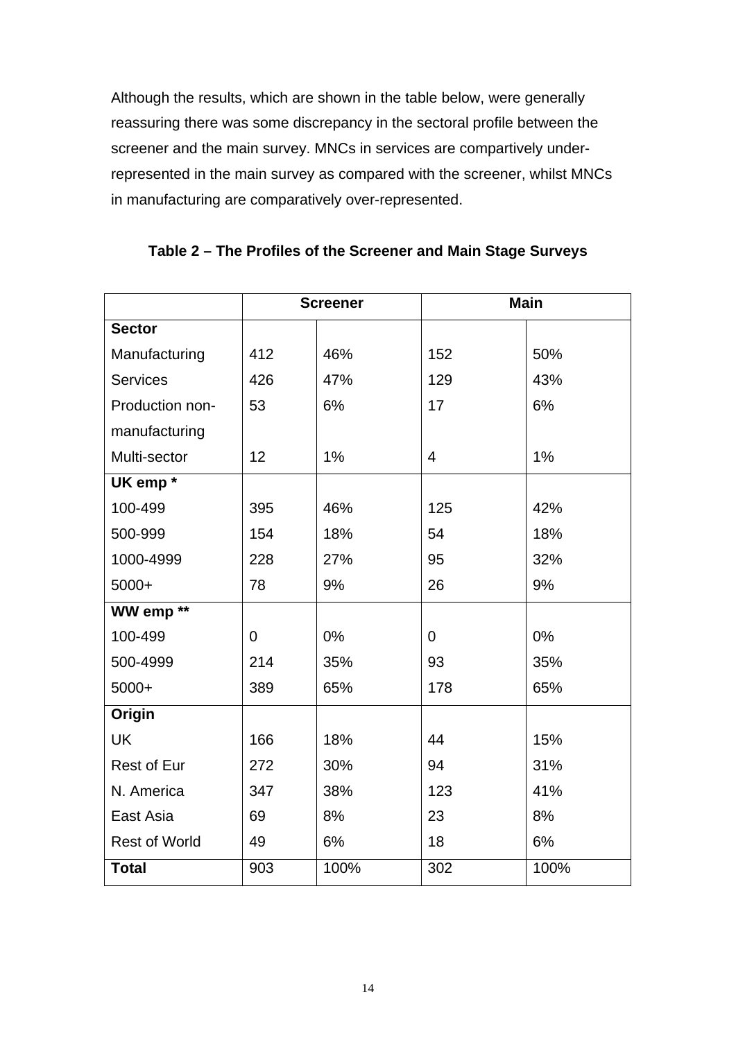Although the results, which are shown in the table below, were generally reassuring there was some discrepancy in the sectoral profile between the screener and the main survey. MNCs in services are compartively under-represented in the main survey as compared with the screener, whilst MNCs in manufacturing are comparatively over-represented.

**Table 2 – The Profiles of the Screener and Main Stage Surveys**

| | Screener | | Main | |
|---|---|---|---|---|
| **Sector** | | | | |
| Manufacturing | 412 | 46% | 152 | 50% |
| Services | 426 | 47% | 129 | 43% |
| Production non-manufacturing | 53 | 6% | 17 | 6% |
| Multi-sector | 12 | 1% | 4 | 1% |
| **UK emp \*** | | | | |
| 100-499 | 395 | 46% | 125 | 42% |
| 500-999 | 154 | 18% | 54 | 18% |
| 1000-4999 | 228 | 27% | 95 | 32% |
| 5000+ | 78 | 9% | 26 | 9% |
| **WW emp \*\*** | | | | |
| 100-499 | 0 | 0% | 0 | 0% |
| 500-4999 | 214 | 35% | 93 | 35% |
| 5000+ | 389 | 65% | 178 | 65% |
| **Origin** | | | | |
| UK | 166 | 18% | 44 | 15% |
| Rest of Eur | 272 | 30% | 94 | 31% |
| N. America | 347 | 38% | 123 | 41% |
| East Asia | 69 | 8% | 23 | 8% |
| Rest of World | 49 | 6% | 18 | 6% |
| **Total** | 903 | 100% | 302 | 100% |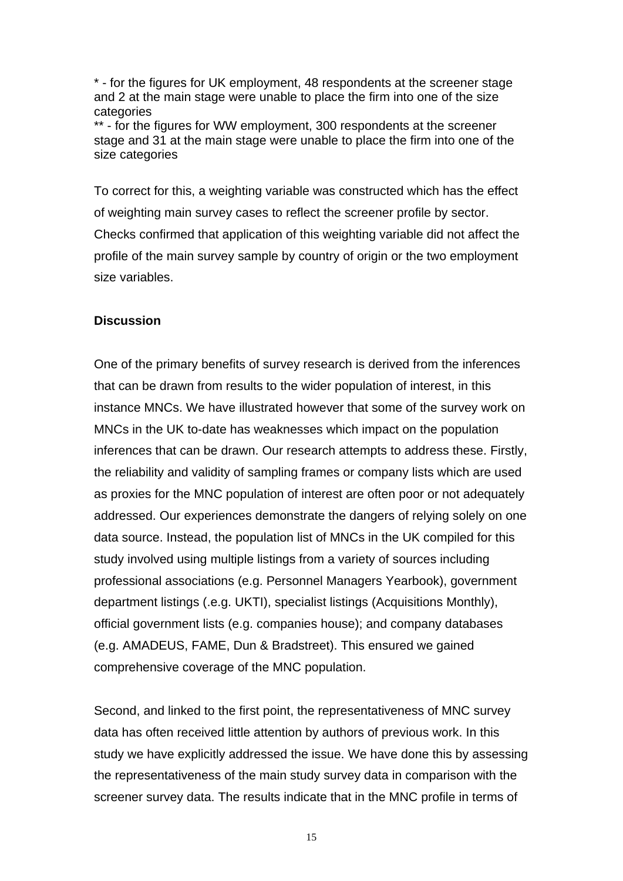* - for the figures for UK employment, 48 respondents at the screener stage and 2 at the main stage were unable to place the firm into one of the size categories
** - for the figures for WW employment, 300 respondents at the screener stage and 31 at the main stage were unable to place the firm into one of the size categories

To correct for this, a weighting variable was constructed which has the effect of weighting main survey cases to reflect the screener profile by sector. Checks confirmed that application of this weighting variable did not affect the profile of the main survey sample by country of origin or the two employment size variables.

**Discussion**

One of the primary benefits of survey research is derived from the inferences that can be drawn from results to the wider population of interest, in this instance MNCs. We have illustrated however that some of the survey work on MNCs in the UK to-date has weaknesses which impact on the population inferences that can be drawn. Our research attempts to address these. Firstly, the reliability and validity of sampling frames or company lists which are used as proxies for the MNC population of interest are often poor or not adequately addressed. Our experiences demonstrate the dangers of relying solely on one data source. Instead, the population list of MNCs in the UK compiled for this study involved using multiple listings from a variety of sources including professional associations (e.g. Personnel Managers Yearbook), government department listings (.e.g. UKTI), specialist listings (Acquisitions Monthly), official government lists (e.g. companies house); and company databases (e.g. AMADEUS, FAME, Dun & Bradstreet). This ensured we gained comprehensive coverage of the MNC population.

Second, and linked to the first point, the representativeness of MNC survey data has often received little attention by authors of previous work. In this study we have explicitly addressed the issue. We have done this by assessing the representativeness of the main study survey data in comparison with the screener survey data. The results indicate that in the MNC profile in terms of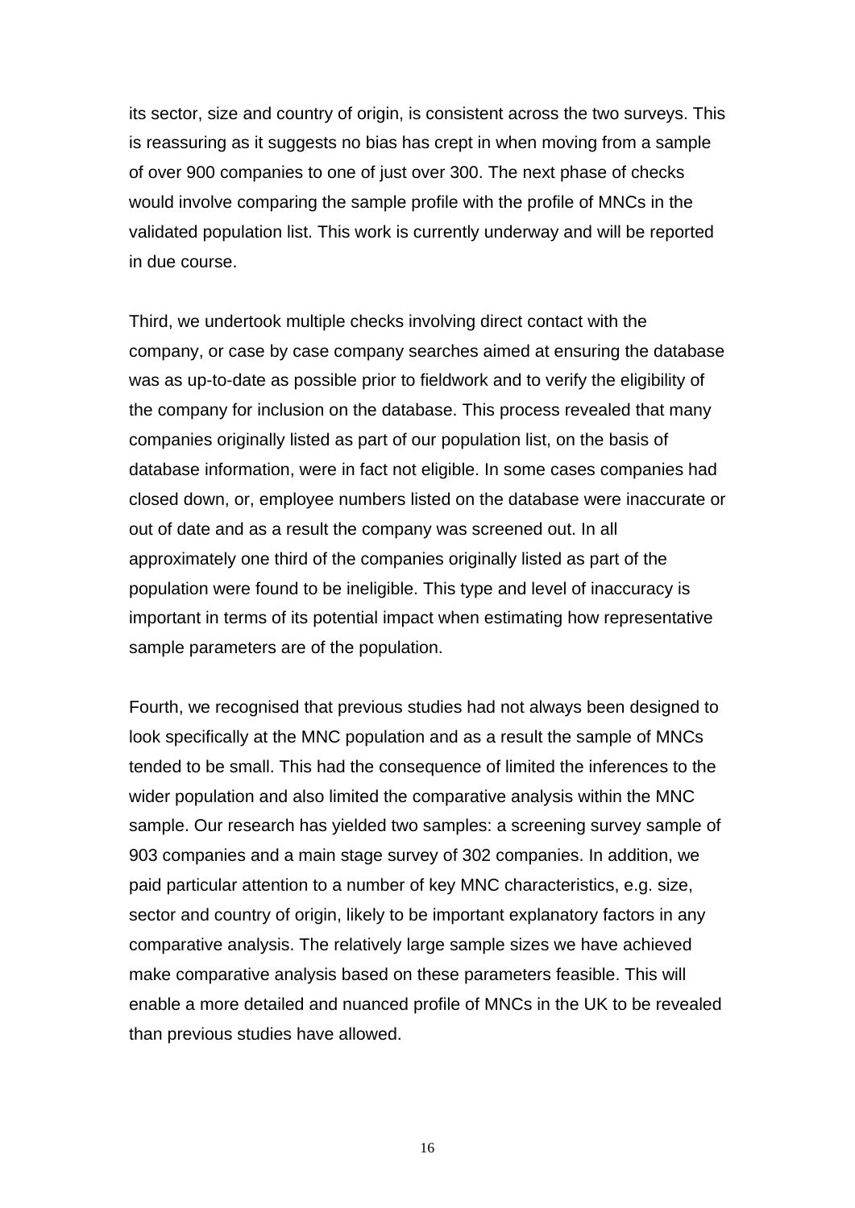its sector, size and country of origin, is consistent across the two surveys. This is reassuring as it suggests no bias has crept in when moving from a sample of over 900 companies to one of just over 300. The next phase of checks would involve comparing the sample profile with the profile of MNCs in the validated population list. This work is currently underway and will be reported in due course.

Third, we undertook multiple checks involving direct contact with the company, or case by case company searches aimed at ensuring the database was as up-to-date as possible prior to fieldwork and to verify the eligibility of the company for inclusion on the database. This process revealed that many companies originally listed as part of our population list, on the basis of database information, were in fact not eligible. In some cases companies had closed down, or, employee numbers listed on the database were inaccurate or out of date and as a result the company was screened out. In all approximately one third of the companies originally listed as part of the population were found to be ineligible. This type and level of inaccuracy is important in terms of its potential impact when estimating how representative sample parameters are of the population.

Fourth, we recognised that previous studies had not always been designed to look specifically at the MNC population and as a result the sample of MNCs tended to be small. This had the consequence of limited the inferences to the wider population and also limited the comparative analysis within the MNC sample. Our research has yielded two samples: a screening survey sample of 903 companies and a main stage survey of 302 companies. In addition, we paid particular attention to a number of key MNC characteristics, e.g. size, sector and country of origin, likely to be important explanatory factors in any comparative analysis. The relatively large sample sizes we have achieved make comparative analysis based on these parameters feasible. This will enable a more detailed and nuanced profile of MNCs in the UK to be revealed than previous studies have allowed.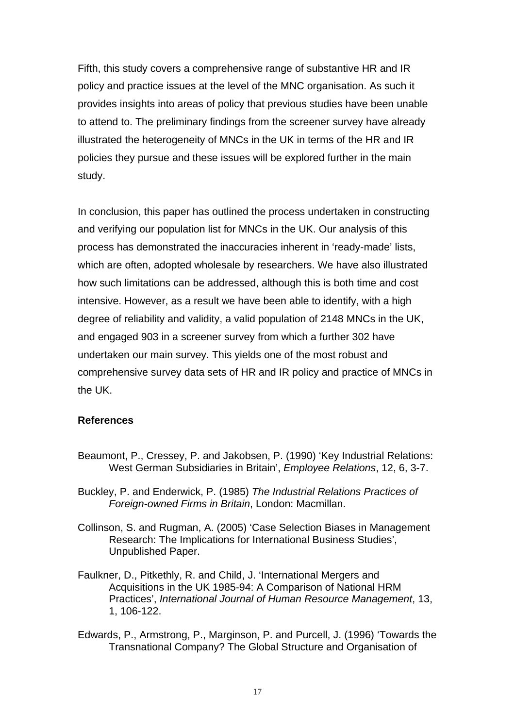Fifth, this study covers a comprehensive range of substantive HR and IR policy and practice issues at the level of the MNC organisation. As such it provides insights into areas of policy that previous studies have been unable to attend to. The preliminary findings from the screener survey have already illustrated the heterogeneity of MNCs in the UK in terms of the HR and IR policies they pursue and these issues will be explored further in the main study.

In conclusion, this paper has outlined the process undertaken in constructing and verifying our population list for MNCs in the UK. Our analysis of this process has demonstrated the inaccuracies inherent in 'ready-made' lists, which are often, adopted wholesale by researchers. We have also illustrated how such limitations can be addressed, although this is both time and cost intensive. However, as a result we have been able to identify, with a high degree of reliability and validity, a valid population of 2148 MNCs in the UK, and engaged 903 in a screener survey from which a further 302 have undertaken our main survey. This yields one of the most robust and comprehensive survey data sets of HR and IR policy and practice of MNCs in the UK.

**References**

Beaumont, P., Cressey, P. and Jakobsen, P. (1990) 'Key Industrial Relations: West German Subsidiaries in Britain', *Employee Relations*, 12, 6, 3-7.

Buckley, P. and Enderwick, P. (1985) *The Industrial Relations Practices of Foreign-owned Firms in Britain*, London: Macmillan.

Collinson, S. and Rugman, A. (2005) 'Case Selection Biases in Management Research: The Implications for International Business Studies', Unpublished Paper.

Faulkner, D., Pitkethly, R. and Child, J. 'International Mergers and Acquisitions in the UK 1985-94: A Comparison of National HRM Practices', *International Journal of Human Resource Management*, 13, 1, 106-122.

Edwards, P., Armstrong, P., Marginson, P. and Purcell, J. (1996) 'Towards the Transnational Company? The Global Structure and Organisation of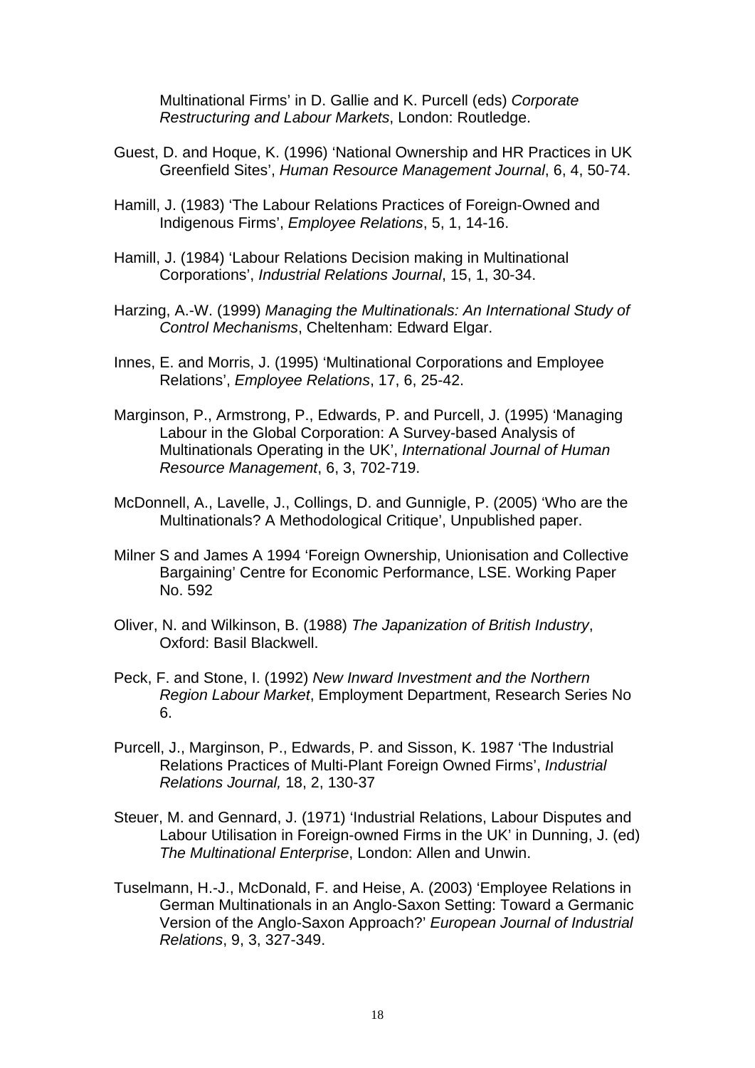Multinational Firms' in D. Gallie and K. Purcell (eds) *Corporate Restructuring and Labour Markets*, London: Routledge.

Guest, D. and Hoque, K. (1996) 'National Ownership and HR Practices in UK Greenfield Sites', *Human Resource Management Journal*, 6, 4, 50-74.

Hamill, J. (1983) 'The Labour Relations Practices of Foreign-Owned and Indigenous Firms', *Employee Relations*, 5, 1, 14-16.

Hamill, J. (1984) 'Labour Relations Decision making in Multinational Corporations', *Industrial Relations Journal*, 15, 1, 30-34.

Harzing, A.-W. (1999) *Managing the Multinationals: An International Study of Control Mechanisms*, Cheltenham: Edward Elgar.

Innes, E. and Morris, J. (1995) 'Multinational Corporations and Employee Relations', *Employee Relations*, 17, 6, 25-42.

Marginson, P., Armstrong, P., Edwards, P. and Purcell, J. (1995) 'Managing Labour in the Global Corporation: A Survey-based Analysis of Multinationals Operating in the UK', *International Journal of Human Resource Management*, 6, 3, 702-719.

McDonnell, A., Lavelle, J., Collings, D. and Gunnigle, P. (2005) 'Who are the Multinationals? A Methodological Critique', Unpublished paper.

Milner S and James A 1994 'Foreign Ownership, Unionisation and Collective Bargaining' Centre for Economic Performance, LSE. Working Paper No. 592

Oliver, N. and Wilkinson, B. (1988) *The Japanization of British Industry*, Oxford: Basil Blackwell.

Peck, F. and Stone, I. (1992) *New Inward Investment and the Northern Region Labour Market*, Employment Department, Research Series No 6.

Purcell, J., Marginson, P., Edwards, P. and Sisson, K. 1987 'The Industrial Relations Practices of Multi-Plant Foreign Owned Firms', *Industrial Relations Journal,* 18, 2, 130-37

Steuer, M. and Gennard, J. (1971) 'Industrial Relations, Labour Disputes and Labour Utilisation in Foreign-owned Firms in the UK' in Dunning, J. (ed) *The Multinational Enterprise*, London: Allen and Unwin.

Tuselmann, H.-J., McDonald, F. and Heise, A. (2003) 'Employee Relations in German Multinationals in an Anglo-Saxon Setting: Toward a Germanic Version of the Anglo-Saxon Approach?' *European Journal of Industrial Relations*, 9, 3, 327-349.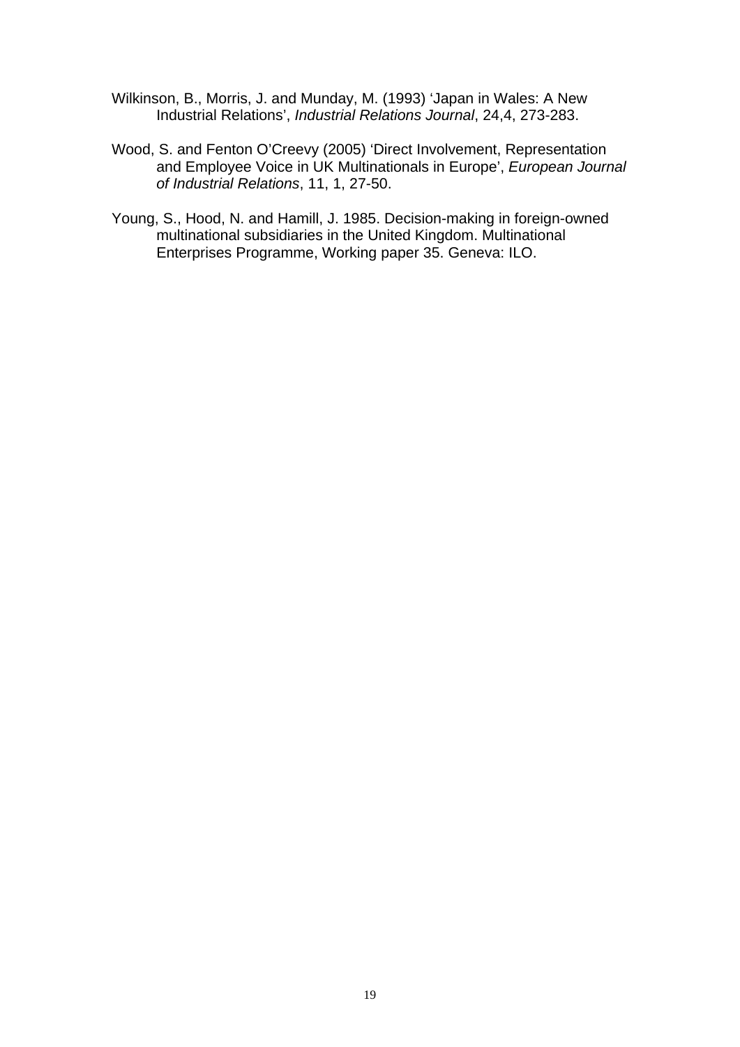Wilkinson, B., Morris, J. and Munday, M. (1993) 'Japan in Wales: A New Industrial Relations', *Industrial Relations Journal*, 24,4, 273-283.

Wood, S. and Fenton O'Creevy (2005) 'Direct Involvement, Representation and Employee Voice in UK Multinationals in Europe', *European Journal of Industrial Relations*, 11, 1, 27-50.

Young, S., Hood, N. and Hamill, J. 1985. Decision-making in foreign-owned multinational subsidiaries in the United Kingdom. Multinational Enterprises Programme, Working paper 35. Geneva: ILO.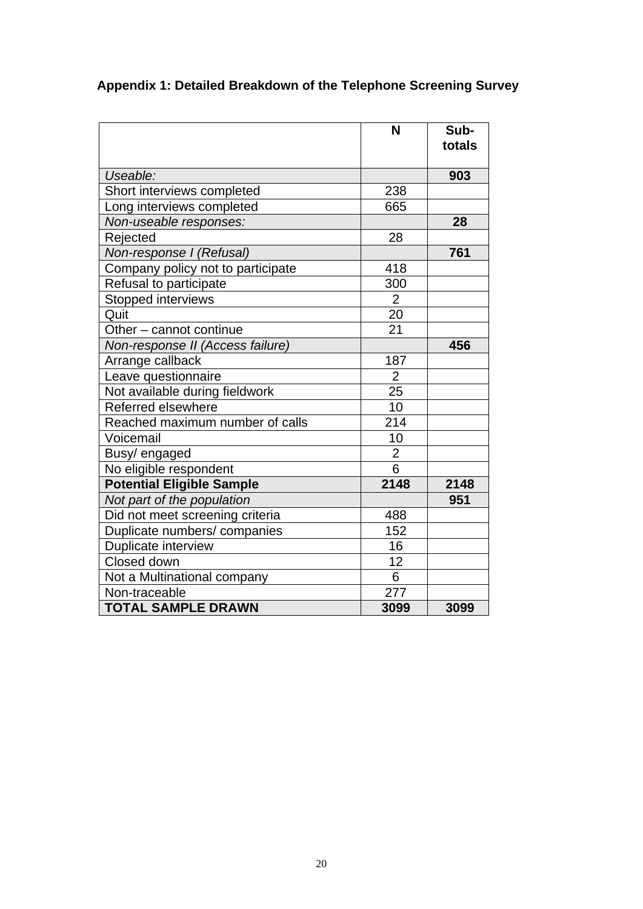### Appendix 1: Detailed Breakdown of the Telephone Screening Survey

| | N | Sub-totals |
|---|---|---|
| *Useable:* | | **903** |
| Short interviews completed | 238 | |
| Long interviews completed | 665 | |
| *Non-useable responses:* | | **28** |
| Rejected | 28 | |
| *Non-response I (Refusal)* | | **761** |
| Company policy not to participate | 418 | |
| Refusal to participate | 300 | |
| Stopped interviews | 2 | |
| Quit | 20 | |
| Other – cannot continue | 21 | |
| *Non-response II (Access failure)* | | **456** |
| Arrange callback | 187 | |
| Leave questionnaire | 2 | |
| Not available during fieldwork | 25 | |
| Referred elsewhere | 10 | |
| Reached maximum number of calls | 214 | |
| Voicemail | 10 | |
| Busy/ engaged | 2 | |
| No eligible respondent | 6 | |
| **Potential Eligible Sample** | **2148** | **2148** |
| *Not part of the population* | | **951** |
| Did not meet screening criteria | 488 | |
| Duplicate numbers/ companies | 152 | |
| Duplicate interview | 16 | |
| Closed down | 12 | |
| Not a Multinational company | 6 | |
| Non-traceable | 277 | |
| **TOTAL SAMPLE DRAWN** | **3099** | **3099** |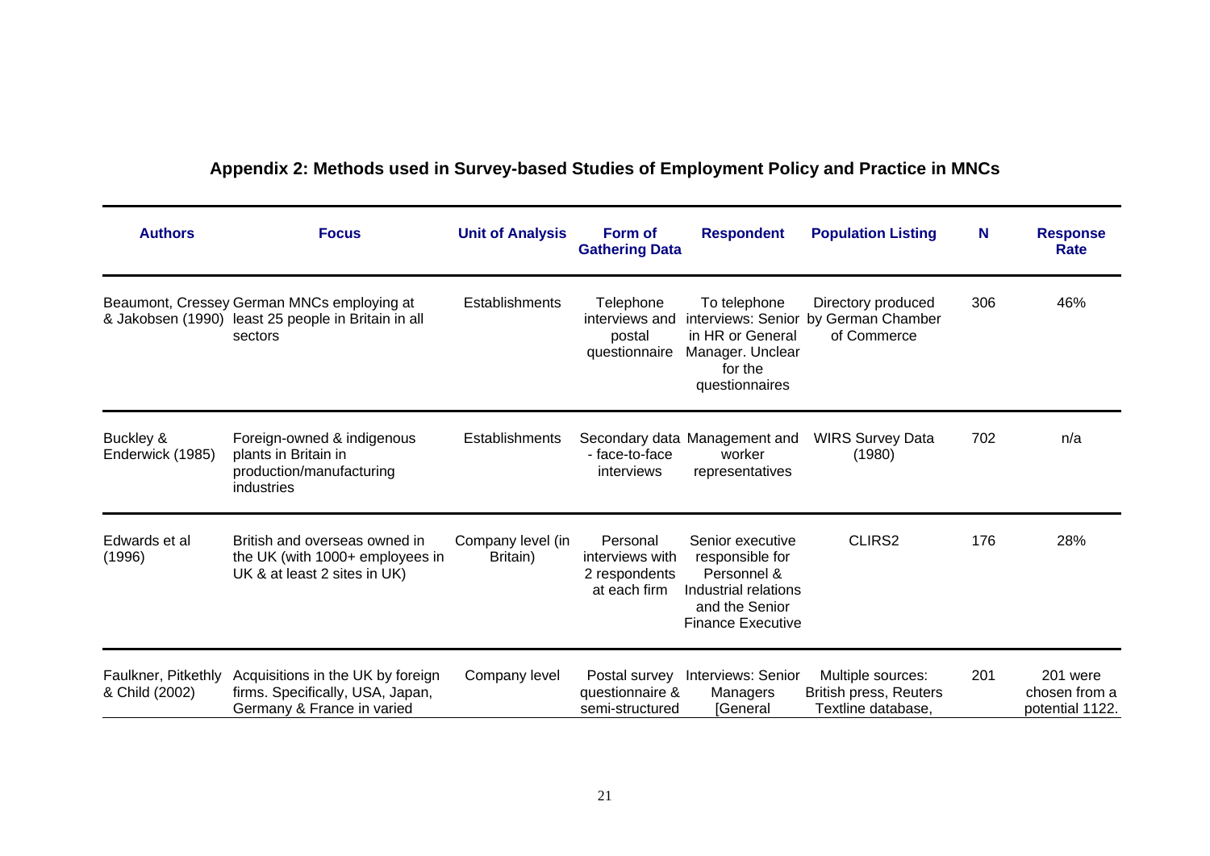## Appendix 2: Methods used in Survey-based Studies of Employment Policy and Practice in MNCs

| Authors | Focus | Unit of Analysis | Form of Gathering Data | Respondent | Population Listing | N | Response Rate |
|---|---|---|---|---|---|---|---|
| Beaumont, Cressey & Jakobsen (1990) | German MNCs employing at least 25 people in Britain in all sectors | Establishments | Telephone interviews and postal questionnaire | To telephone interviews: Senior in HR or General Manager. Unclear for the questionnaires | Directory produced by German Chamber of Commerce | 306 | 46% |
| Buckley & Enderwick (1985) | Foreign-owned & indigenous plants in Britain in production/manufacturing industries | Establishments | Secondary data - face-to-face interviews | Management and worker representatives | WIRS Survey Data (1980) | 702 | n/a |
| Edwards et al (1996) | British and overseas owned in the UK (with 1000+ employees in UK & at least 2 sites in UK) | Company level (in Britain) | Personal interviews with 2 respondents at each firm | Senior executive responsible for Personnel & Industrial relations and the Senior Finance Executive | CLIRS2 | 176 | 28% |
| Faulkner, Pitkethly & Child (2002) | Acquisitions in the UK by foreign firms. Specifically, USA, Japan, Germany & France in varied | Company level | Postal survey questionnaire & semi-structured | Interviews: Senior Managers [General | Multiple sources: British press, Reuters Textline database, | 201 | 201 were chosen from a potential 1122. |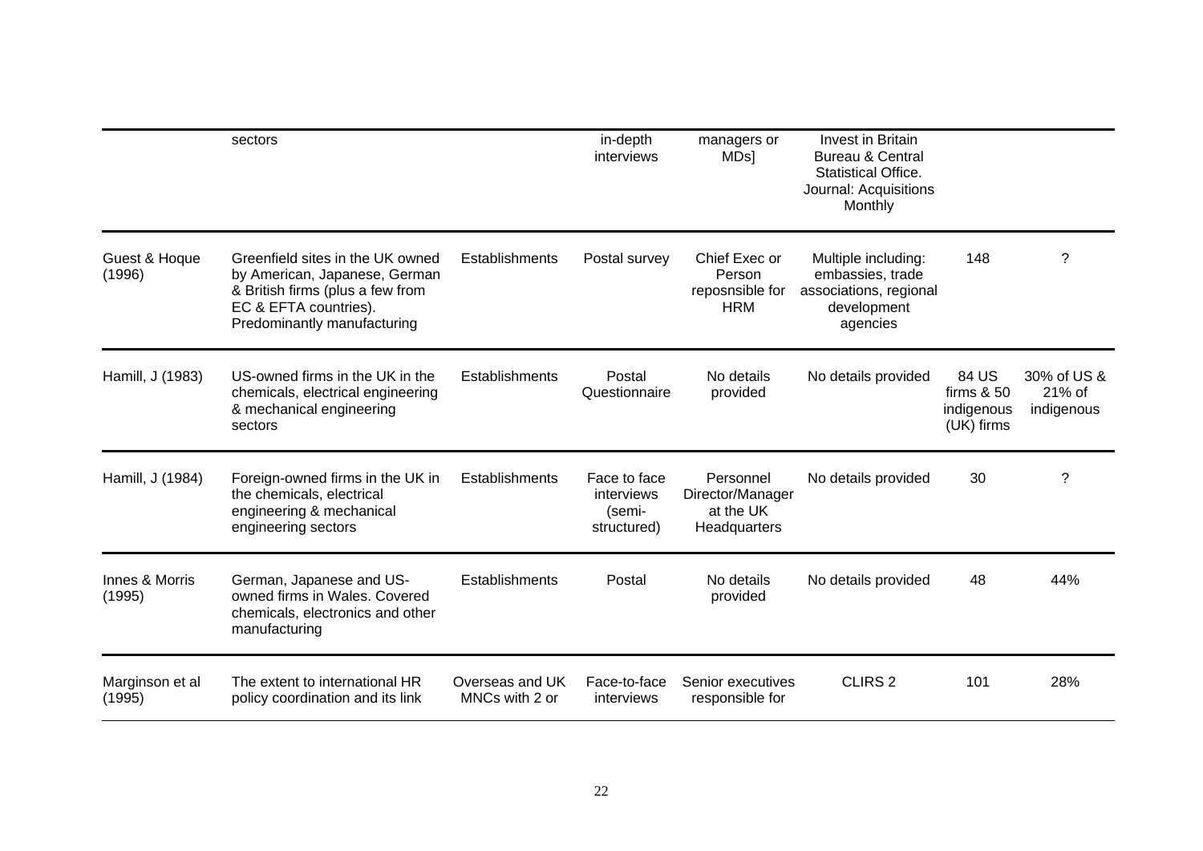| | sectors | | in-depth interviews | managers or MDs] | Invest in Britain Bureau & Central Statistical Office. Journal: Acquisitions Monthly | | |
|---|---|---|---|---|---|---|---|
| Guest & Hoque (1996) | Greenfield sites in the UK owned by American, Japanese, German & British firms (plus a few from EC & EFTA countries). Predominantly manufacturing | Establishments | Postal survey | Chief Exec or Person reposnsible for HRM | Multiple including: embassies, trade associations, regional development agencies | 148 | ? |
| Hamill, J (1983) | US-owned firms in the UK in the chemicals, electrical engineering & mechanical engineering sectors | Establishments | Postal Questionnaire | No details provided | No details provided | 84 US firms & 50 indigenous (UK) firms | 30% of US & 21% of indigenous |
| Hamill, J (1984) | Foreign-owned firms in the UK in the chemicals, electrical engineering & mechanical engineering sectors | Establishments | Face to face interviews (semi-structured) | Personnel Director/Manager at the UK Headquarters | No details provided | 30 | ? |
| Innes & Morris (1995) | German, Japanese and US-owned firms in Wales. Covered chemicals, electronics and other manufacturing | Establishments | Postal | No details provided | No details provided | 48 | 44% |
| Marginson et al (1995) | The extent to international HR policy coordination and its link | Overseas and UK MNCs with 2 or | Face-to-face interviews | Senior executives responsible for | CLIRS 2 | 101 | 28% |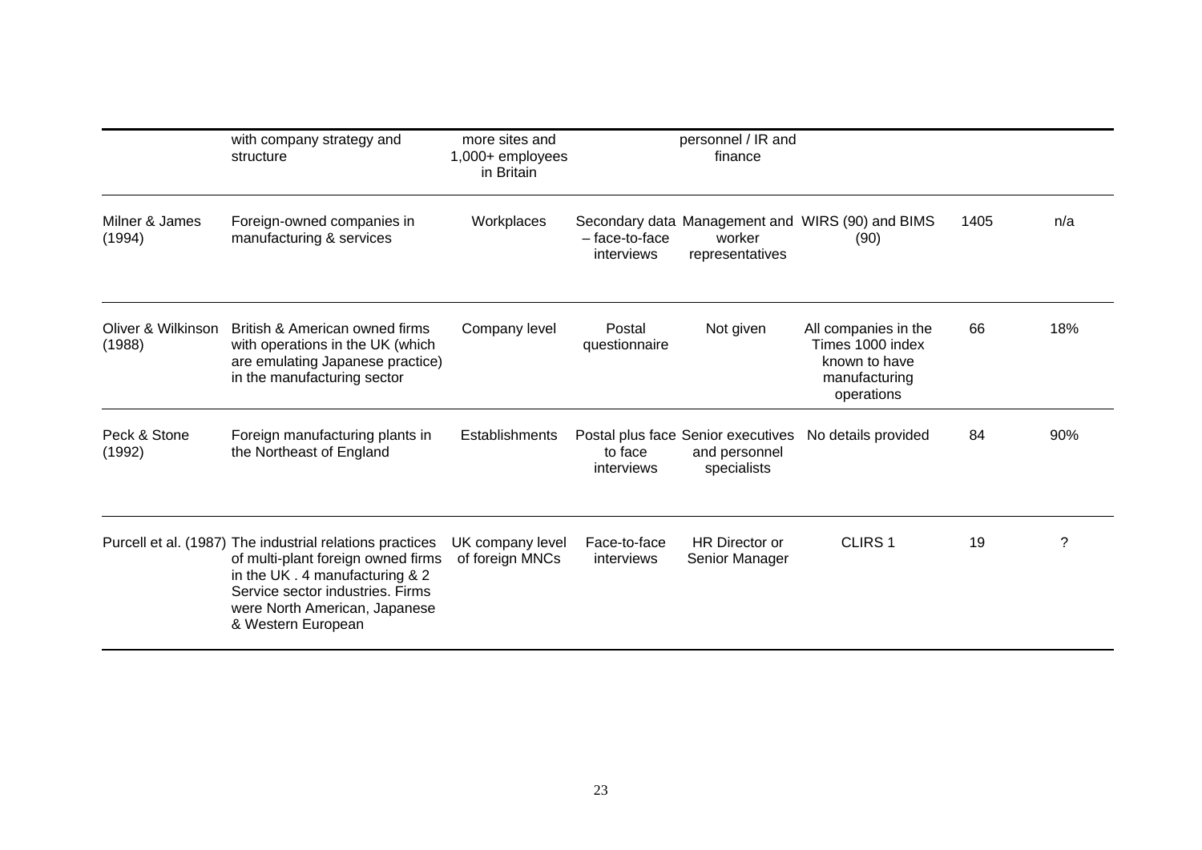|  | with company strategy and structure | more sites and 1,000+ employees in Britain |  | personnel / IR and finance |  |  |  |
|---|---|---|---|---|---|---|---|
| Milner & James (1994) | Foreign-owned companies in manufacturing & services | Workplaces | Secondary data – face-to-face interviews | Management and worker representatives | WIRS (90) and BIMS (90) | 1405 | n/a |
| Oliver & Wilkinson (1988) | British & American owned firms with operations in the UK (which are emulating Japanese practice) in the manufacturing sector | Company level | Postal questionnaire | Not given | All companies in the Times 1000 index known to have manufacturing operations | 66 | 18% |
| Peck & Stone (1992) | Foreign manufacturing plants in the Northeast of England | Establishments | Postal plus face to face interviews | Senior executives and personnel specialists | No details provided | 84 | 90% |
| Purcell et al. (1987) | The industrial relations practices of multi-plant foreign owned firms in the UK . 4 manufacturing & 2 Service sector industries. Firms were North American, Japanese & Western European | UK company level of foreign MNCs | Face-to-face interviews | HR Director or Senior Manager | CLIRS 1 | 19 | ? |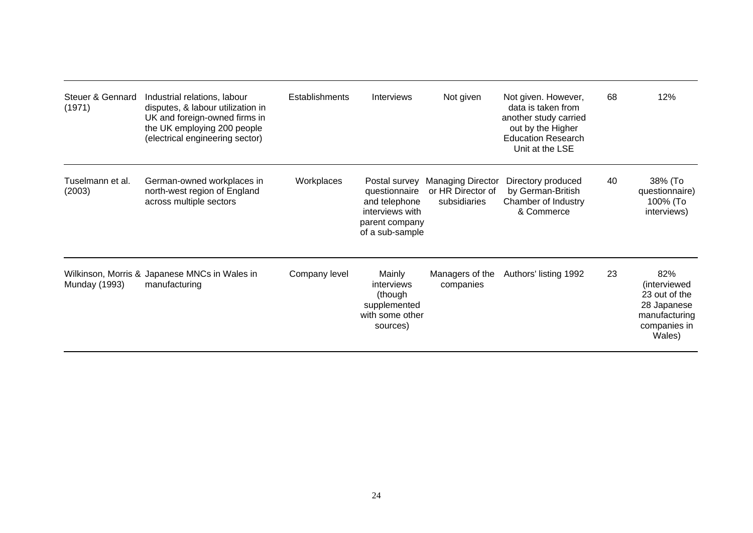| | | | | | | | |
|---|---|---|---|---|---|---|---|
| Steuer & Gennard (1971) | Industrial relations, labour disputes, & labour utilization in UK and foreign-owned firms in the UK employing 200 people (electrical engineering sector) | Establishments | Interviews | Not given | Not given. However, data is taken from another study carried out by the Higher Education Research Unit at the LSE | 68 | 12% |
| Tuselmann et al. (2003) | German-owned workplaces in north-west region of England across multiple sectors | Workplaces | Postal survey questionnaire and telephone interviews with parent company of a sub-sample | Managing Director or HR Director of subsidiaries | Directory produced by German-British Chamber of Industry & Commerce | 40 | 38% (To questionnaire) 100% (To interviews) |
| Wilkinson, Morris & Munday (1993) | Japanese MNCs in Wales in manufacturing | Company level | Mainly interviews (though supplemented with some other sources) | Managers of the companies | Authors' listing 1992 | 23 | 82% (interviewed 23 out of the 28 Japanese manufacturing companies in Wales) |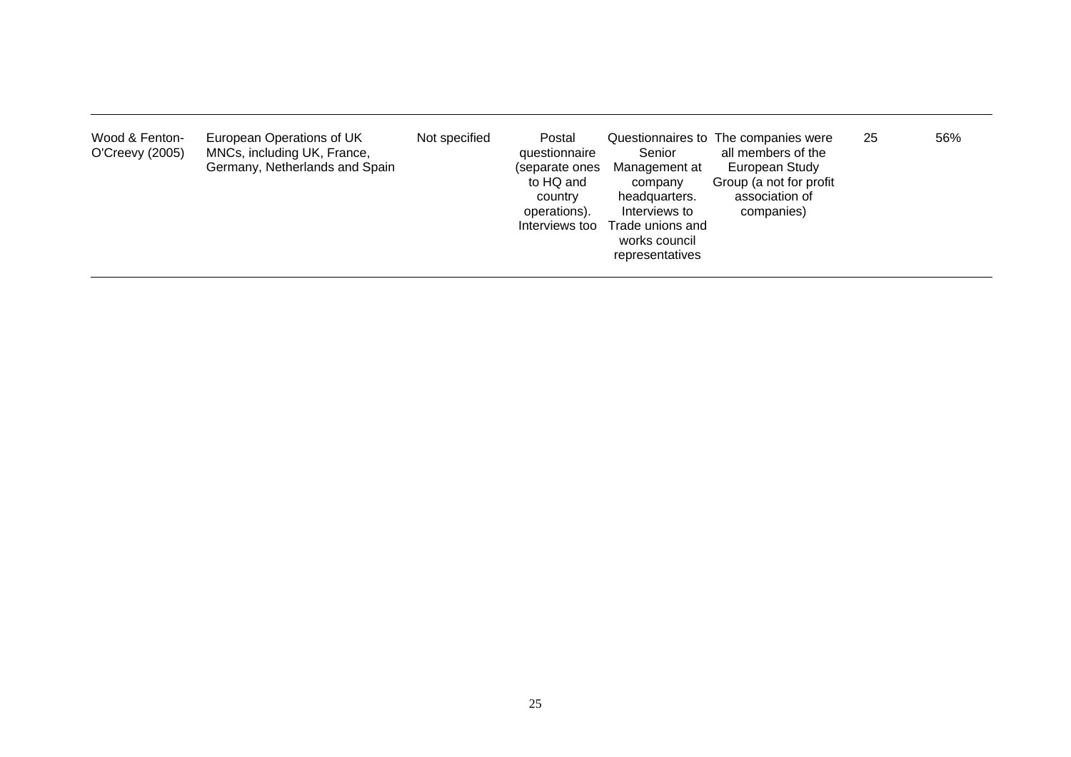| | | | | | | | |
|---|---|---|---|---|---|---|---|
| Wood & Fenton-O'Creevy (2005) | European Operations of UK MNCs, including UK, France, Germany, Netherlands and Spain | Not specified | Postal questionnaire (separate ones to HQ and country operations). Interviews too | Questionnaires to Senior Management at company headquarters. Interviews to Trade unions and works council representatives | The companies were all members of the European Study Group (a not for profit association of companies) | 25 | 56% |